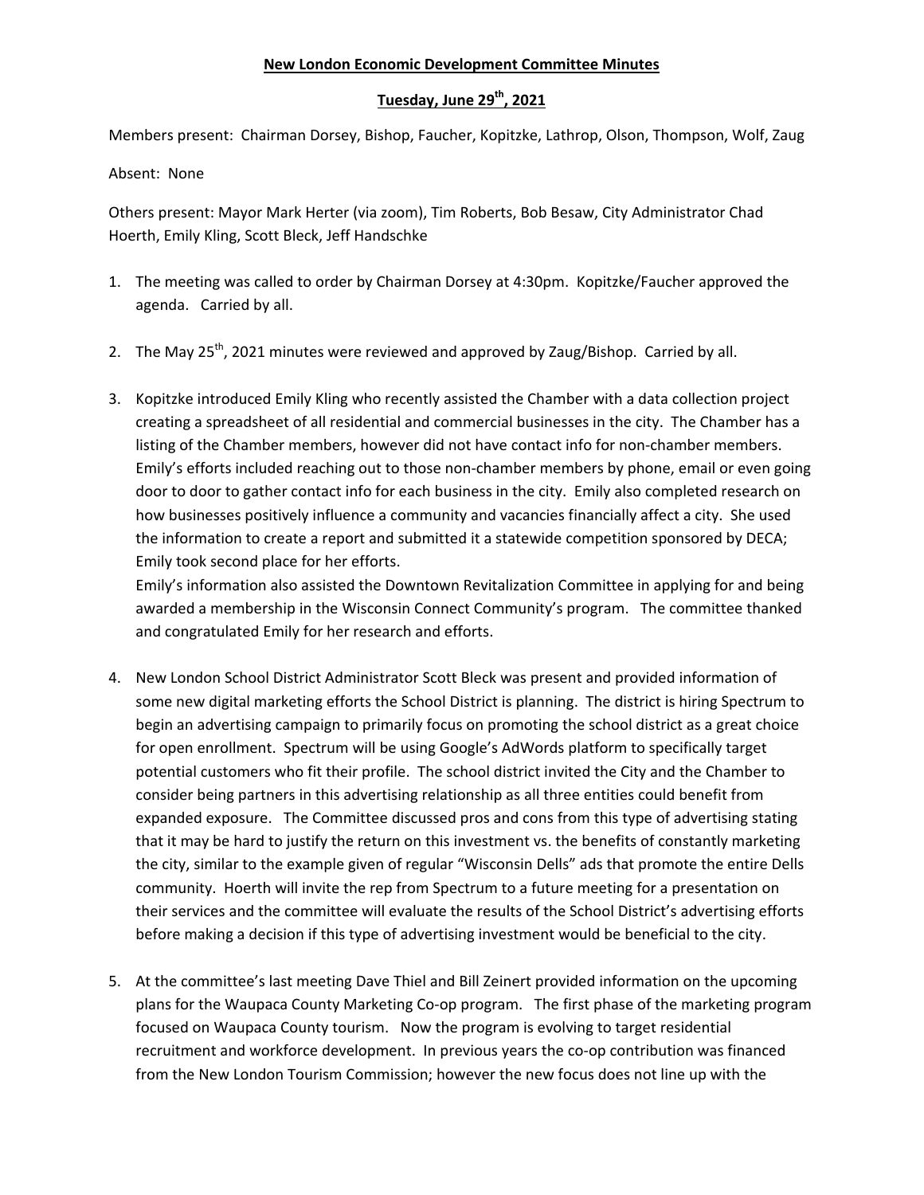**New London Economic Development Committee Minutes**

**Tuesday, June 29th, 2021**

Members present: Chairman Dorsey, Bishop, Faucher, Kopitzke, Lathrop, Olson, Thompson, Wolf, Zaug

Absent: None

Others present: Mayor Mark Herter (via zoom), Tim Roberts, Bob Besaw, City Administrator Chad Hoerth, Emily Kling, Scott Bleck, Jeff Handschke

1. The meeting was called to order by Chairman Dorsey at 4:30pm. Kopitzke/Faucher approved the agenda. Carried by all.

2. The May 25th, 2021 minutes were reviewed and approved by Zaug/Bishop. Carried by all.

3. Kopitzke introduced Emily Kling who recently assisted the Chamber with a data collection project creating a spreadsheet of all residential and commercial businesses in the city. The Chamber has a listing of the Chamber members, however did not have contact info for non-chamber members. Emily's efforts included reaching out to those non-chamber members by phone, email or even going door to door to gather contact info for each business in the city. Emily also completed research on how businesses positively influence a community and vacancies financially affect a city. She used the information to create a report and submitted it a statewide competition sponsored by DECA; Emily took second place for her efforts.
   Emily's information also assisted the Downtown Revitalization Committee in applying for and being awarded a membership in the Wisconsin Connect Community's program. The committee thanked and congratulated Emily for her research and efforts.

4. New London School District Administrator Scott Bleck was present and provided information of some new digital marketing efforts the School District is planning. The district is hiring Spectrum to begin an advertising campaign to primarily focus on promoting the school district as a great choice for open enrollment. Spectrum will be using Google's AdWords platform to specifically target potential customers who fit their profile. The school district invited the City and the Chamber to consider being partners in this advertising relationship as all three entities could benefit from expanded exposure. The Committee discussed pros and cons from this type of advertising stating that it may be hard to justify the return on this investment vs. the benefits of constantly marketing the city, similar to the example given of regular "Wisconsin Dells" ads that promote the entire Dells community. Hoerth will invite the rep from Spectrum to a future meeting for a presentation on their services and the committee will evaluate the results of the School District's advertising efforts before making a decision if this type of advertising investment would be beneficial to the city.

5. At the committee's last meeting Dave Thiel and Bill Zeinert provided information on the upcoming plans for the Waupaca County Marketing Co-op program. The first phase of the marketing program focused on Waupaca County tourism. Now the program is evolving to target residential recruitment and workforce development. In previous years the co-op contribution was financed from the New London Tourism Commission; however the new focus does not line up with the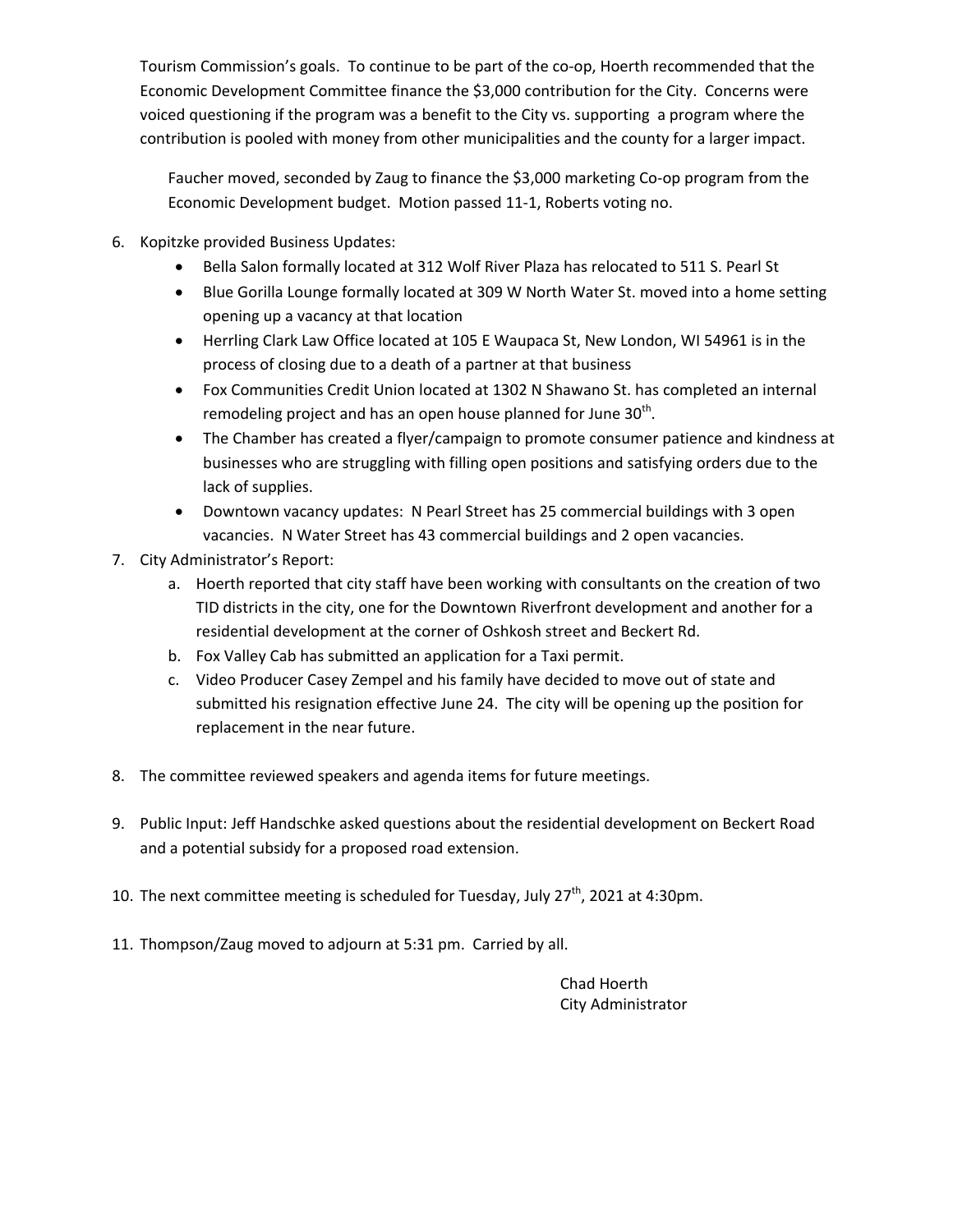Tourism Commission's goals. To continue to be part of the co-op, Hoerth recommended that the Economic Development Committee finance the $3,000 contribution for the City. Concerns were voiced questioning if the program was a benefit to the City vs. supporting a program where the contribution is pooled with money from other municipalities and the county for a larger impact.

Faucher moved, seconded by Zaug to finance the $3,000 marketing Co-op program from the Economic Development budget. Motion passed 11-1, Roberts voting no.

6. Kopitzke provided Business Updates:
   - Bella Salon formally located at 312 Wolf River Plaza has relocated to 511 S. Pearl St
   - Blue Gorilla Lounge formally located at 309 W North Water St. moved into a home setting opening up a vacancy at that location
   - Herrling Clark Law Office located at 105 E Waupaca St, New London, WI 54961 is in the process of closing due to a death of a partner at that business
   - Fox Communities Credit Union located at 1302 N Shawano St. has completed an internal remodeling project and has an open house planned for June 30th.
   - The Chamber has created a flyer/campaign to promote consumer patience and kindness at businesses who are struggling with filling open positions and satisfying orders due to the lack of supplies.
   - Downtown vacancy updates: N Pearl Street has 25 commercial buildings with 3 open vacancies. N Water Street has 43 commercial buildings and 2 open vacancies.
7. City Administrator's Report:
   a. Hoerth reported that city staff have been working with consultants on the creation of two TID districts in the city, one for the Downtown Riverfront development and another for a residential development at the corner of Oshkosh street and Beckert Rd.
   b. Fox Valley Cab has submitted an application for a Taxi permit.
   c. Video Producer Casey Zempel and his family have decided to move out of state and submitted his resignation effective June 24. The city will be opening up the position for replacement in the near future.

8. The committee reviewed speakers and agenda items for future meetings.

9. Public Input: Jeff Handschke asked questions about the residential development on Beckert Road and a potential subsidy for a proposed road extension.

10. The next committee meeting is scheduled for Tuesday, July 27th, 2021 at 4:30pm.

11. Thompson/Zaug moved to adjourn at 5:31 pm. Carried by all.

Chad Hoerth
City Administrator